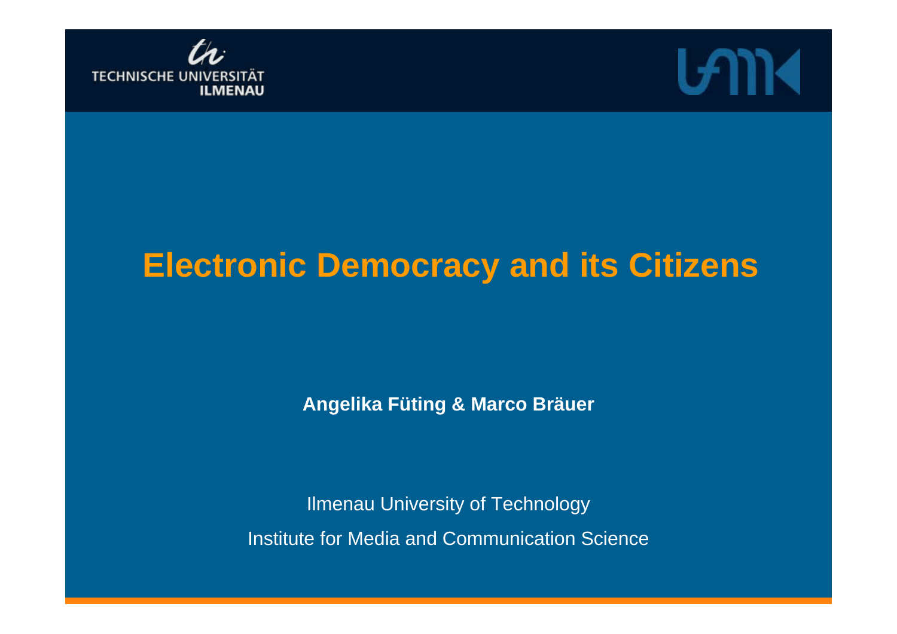TECHNISCHE UNIVERSITÄT ILMENAU

# Electronic Democracy and its Citizens

**Angelika Füting & Marco Bräuer**

Ilmenau University of Technology

Institute for Media and Communication Science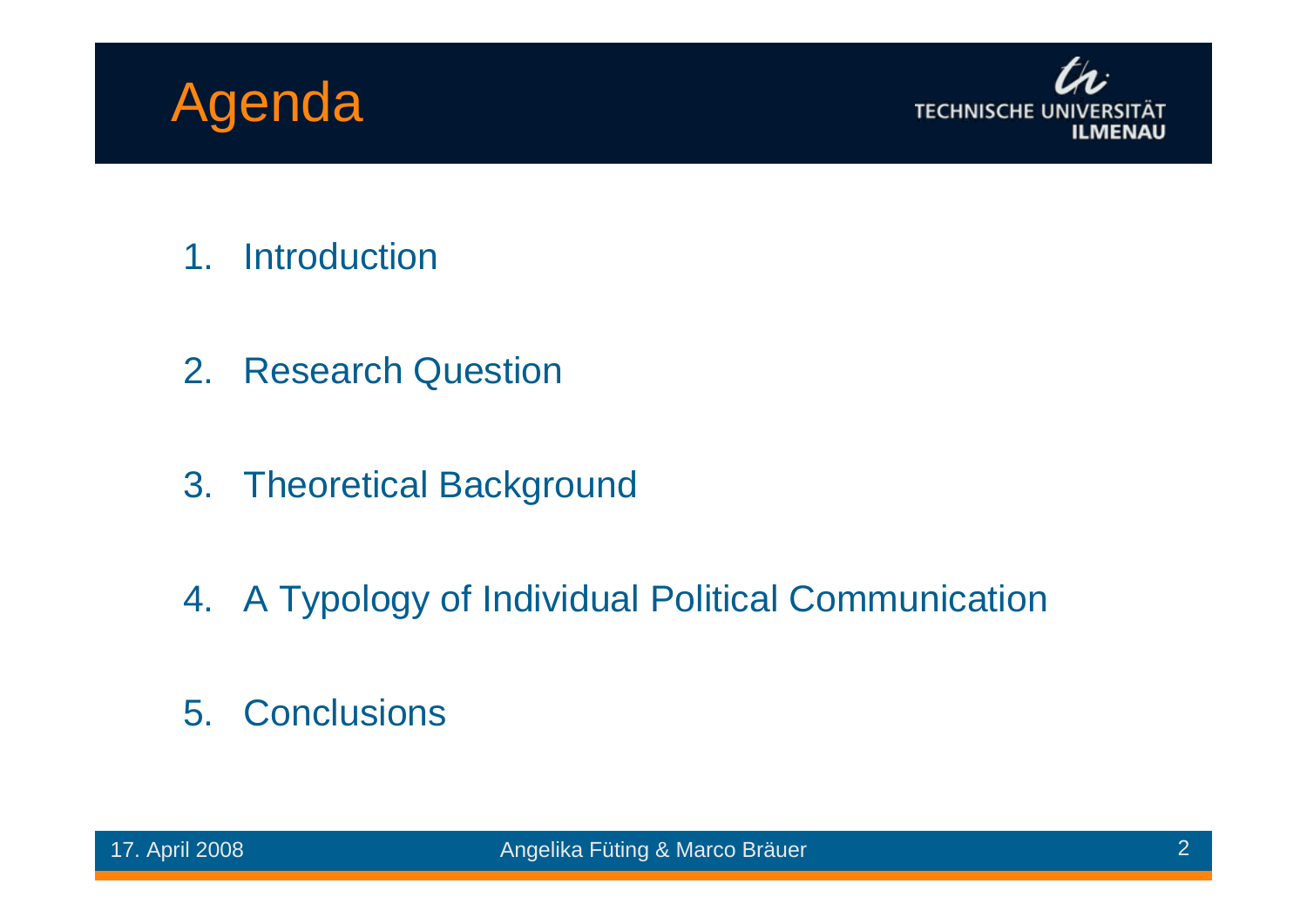# Agenda

1. Introduction
2. Research Question
3. Theoretical Background
4. A Typology of Individual Political Communication
5. Conclusions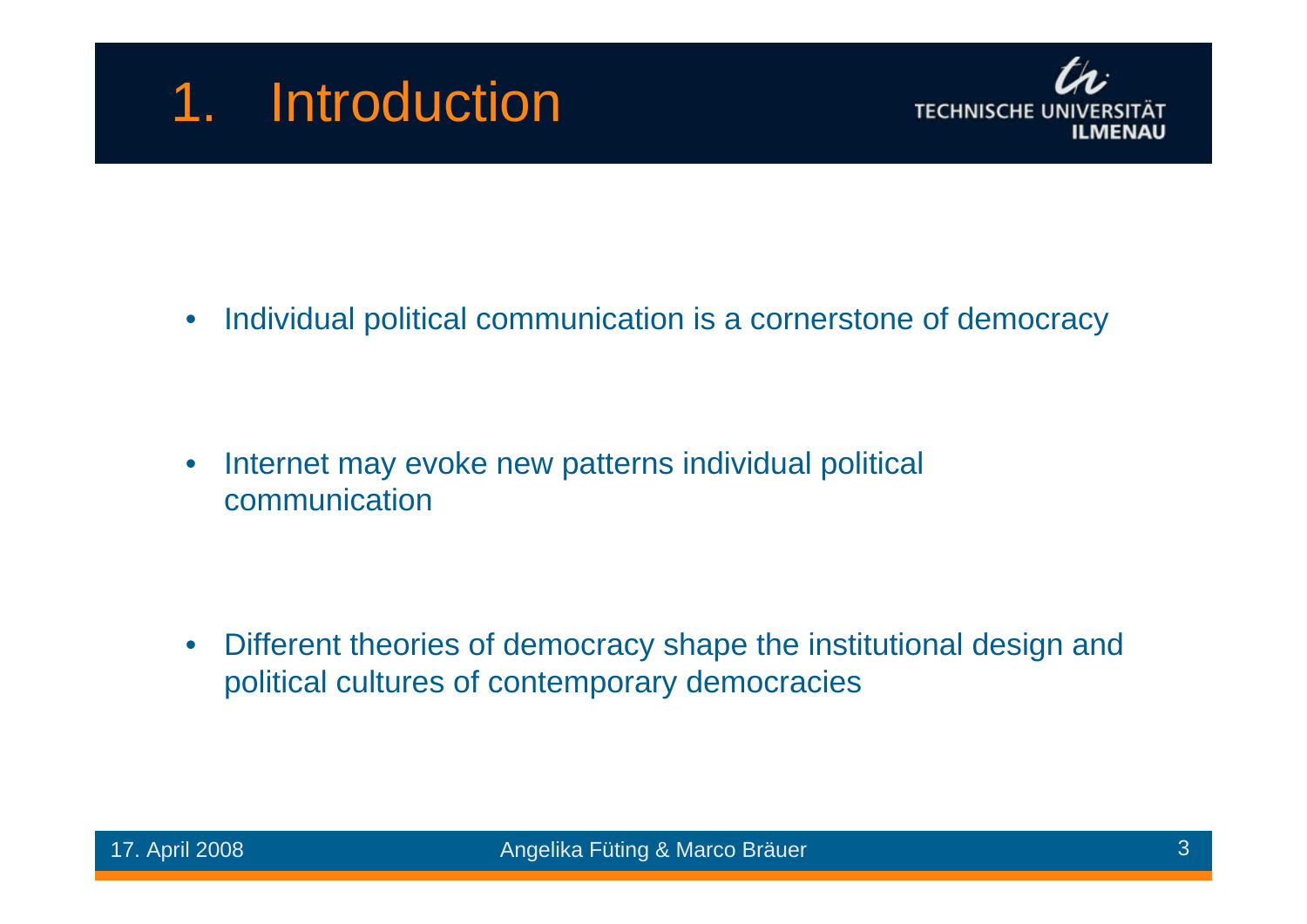# 1. Introduction

- Individual political communication is a cornerstone of democracy
- Internet may evoke new patterns individual political communication
- Different theories of democracy shape the institutional design and political cultures of contemporary democracies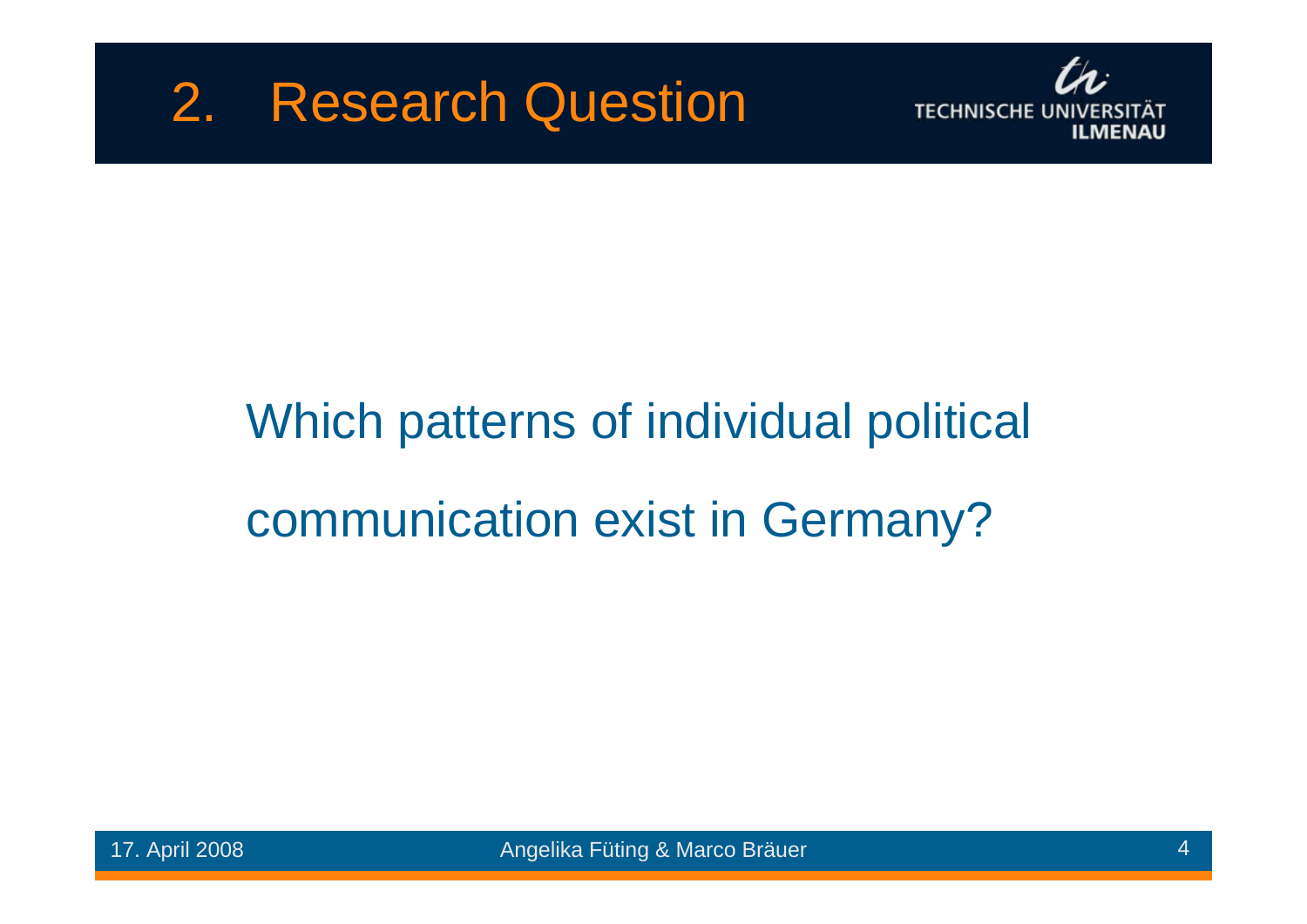# 2. Research Question

Which patterns of individual political communication exist in Germany?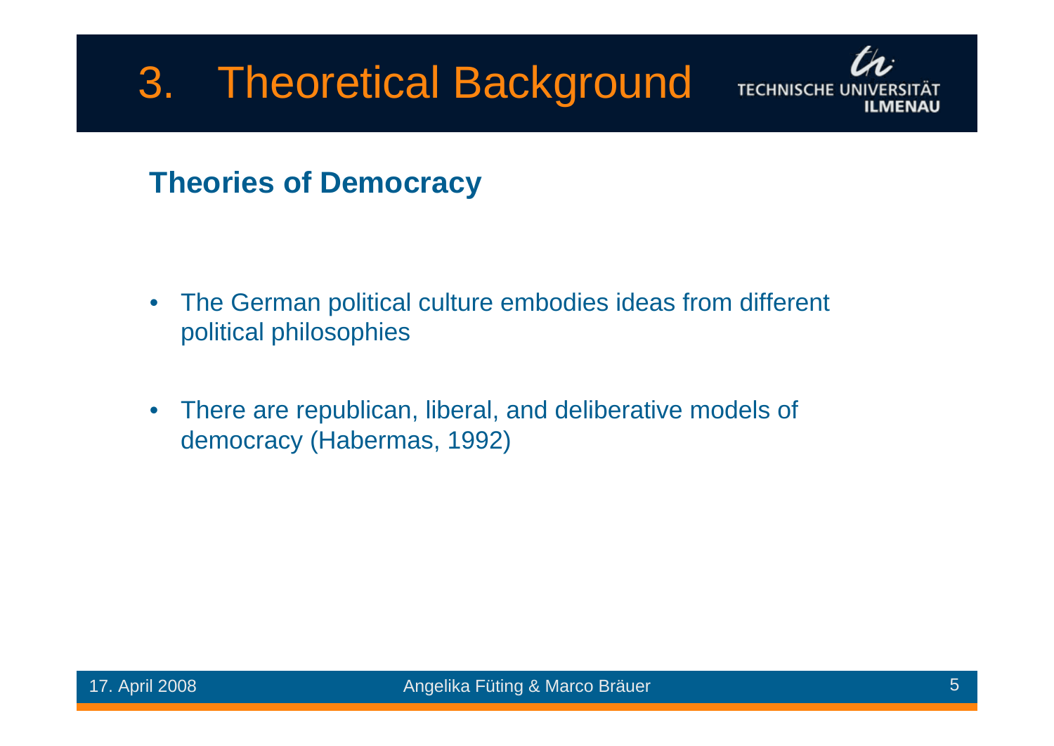# 3. Theoretical Background

## Theories of Democracy

- The German political culture embodies ideas from different political philosophies
- There are republican, liberal, and deliberative models of democracy (Habermas, 1992)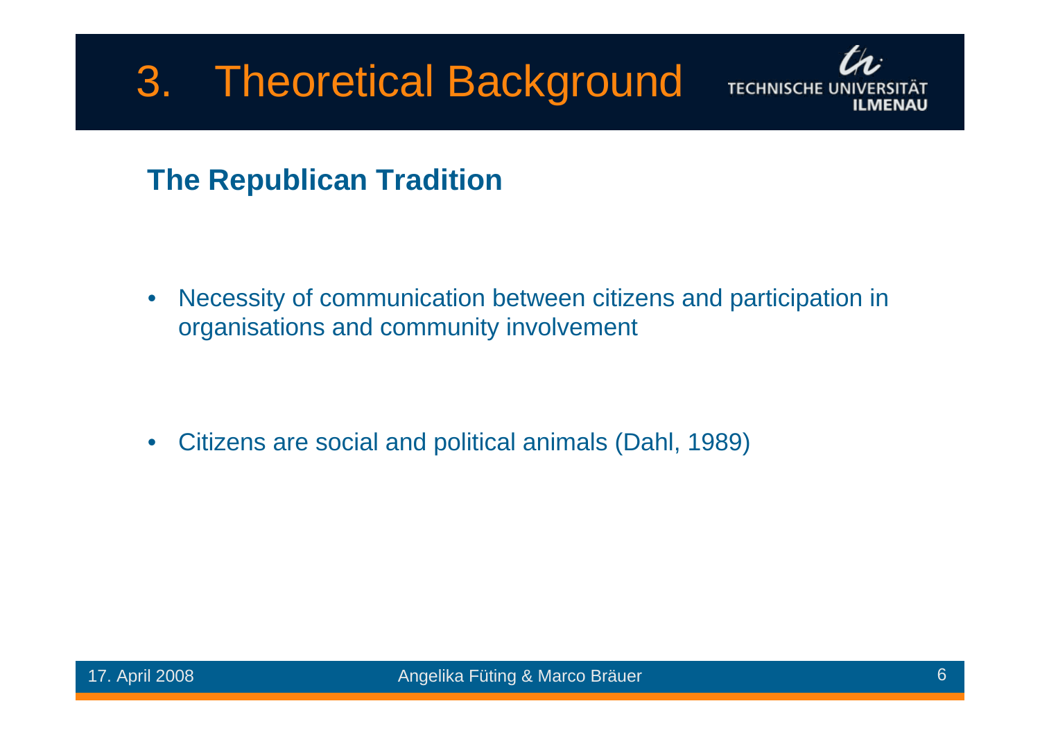# 3. Theoretical Background

## The Republican Tradition

- Necessity of communication between citizens and participation in organisations and community involvement

- Citizens are social and political animals (Dahl, 1989)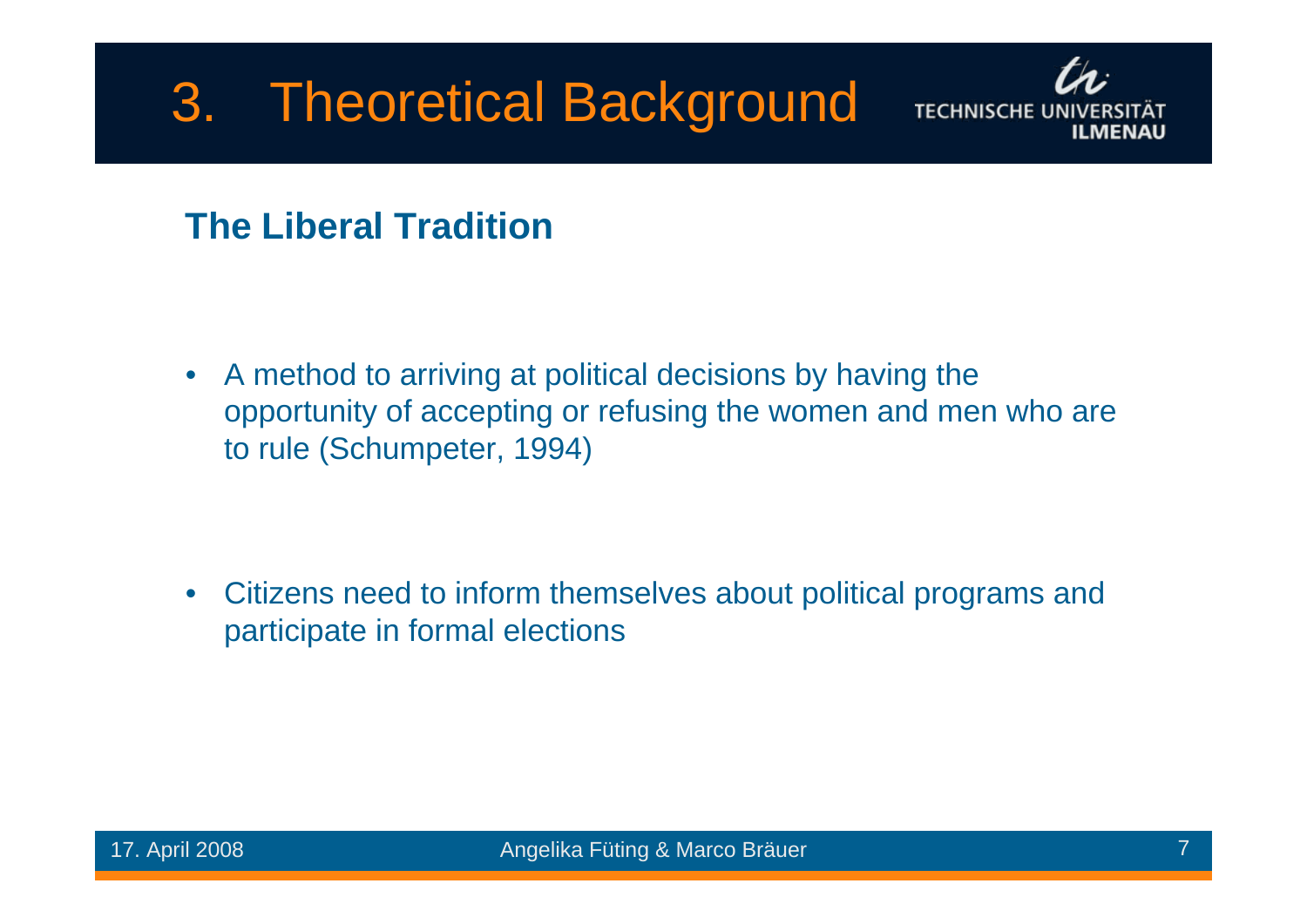# 3. Theoretical Background

## The Liberal Tradition

- A method to arriving at political decisions by having the opportunity of accepting or refusing the women and men who are to rule (Schumpeter, 1994)

- Citizens need to inform themselves about political programs and participate in formal elections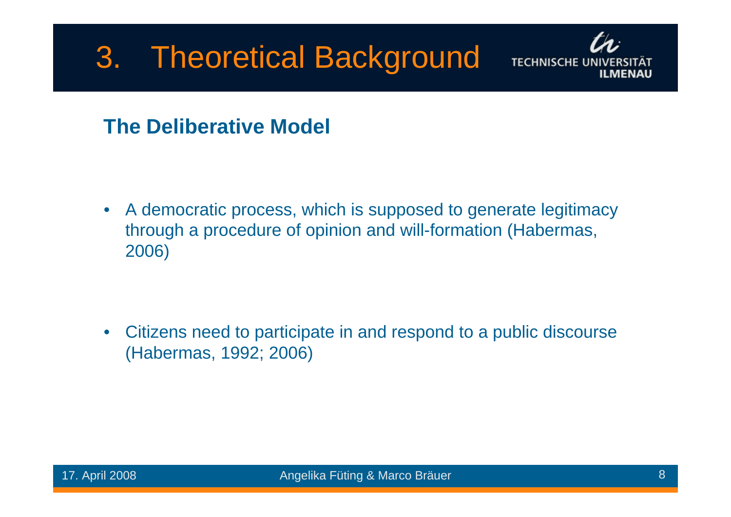# 3. Theoretical Background

## The Deliberative Model

- A democratic process, which is supposed to generate legitimacy through a procedure of opinion and will-formation (Habermas, 2006)

- Citizens need to participate in and respond to a public discourse (Habermas, 1992; 2006)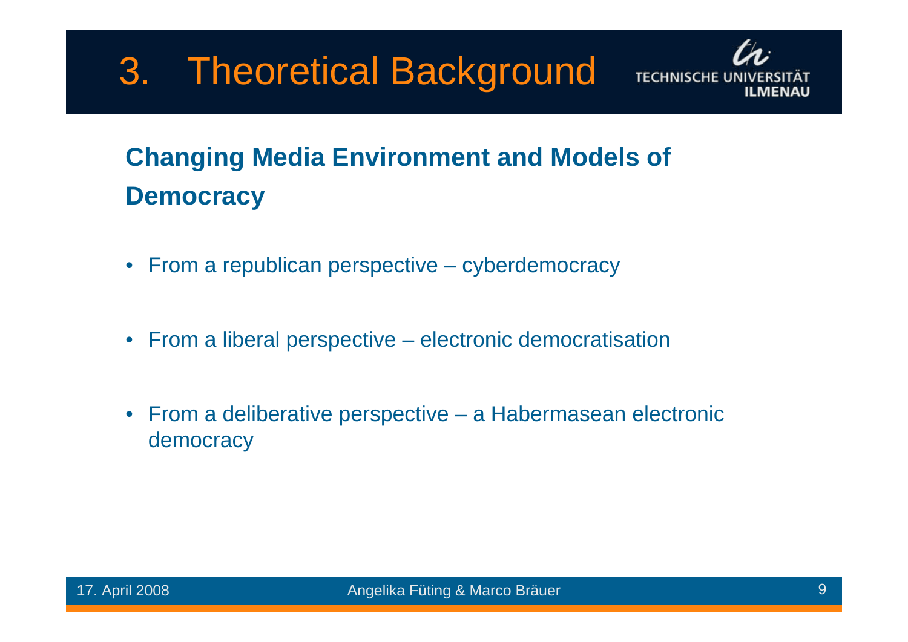# 3. Theoretical Background

## Changing Media Environment and Models of Democracy

- From a republican perspective – cyberdemocracy
- From a liberal perspective – electronic democratisation
- From a deliberative perspective – a Habermasean electronic democracy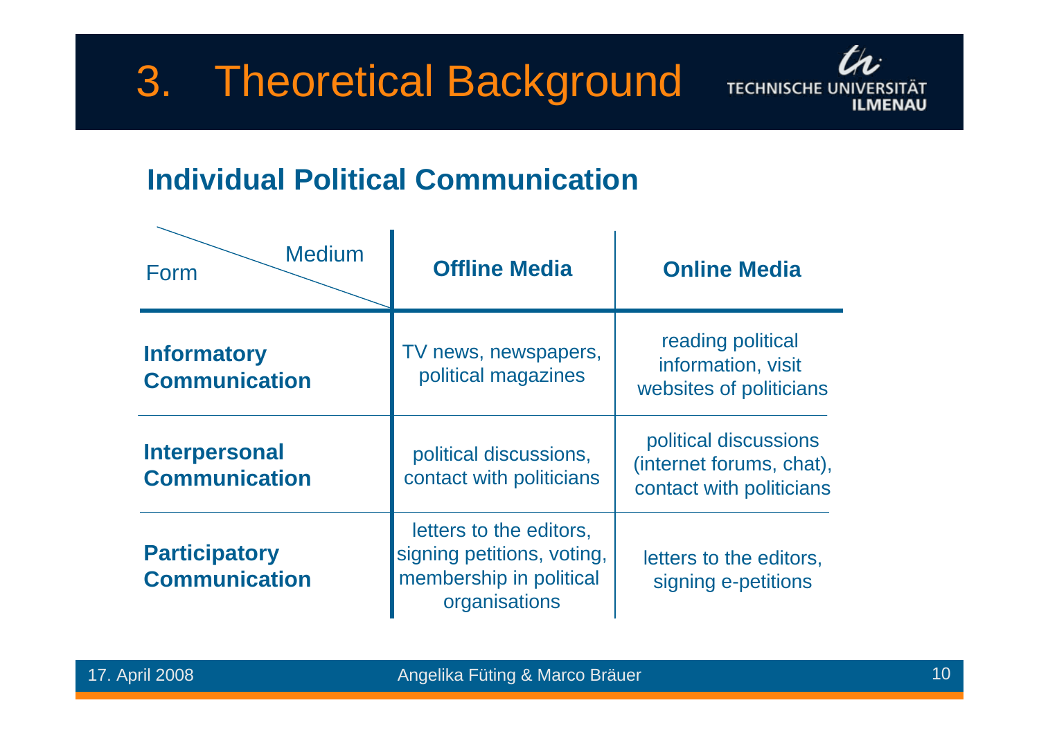# 3. Theoretical Background

## Individual Political Communication

| Form \ Medium | Offline Media | Online Media |
|---|---|---|
| **Informatory Communication** | TV news, newspapers, political magazines | reading political information, visit websites of politicians |
| **Interpersonal Communication** | political discussions, contact with politicians | political discussions (internet forums, chat), contact with politicians |
| **Participatory Communication** | letters to the editors, signing petitions, voting, membership in political organisations | letters to the editors, signing e-petitions |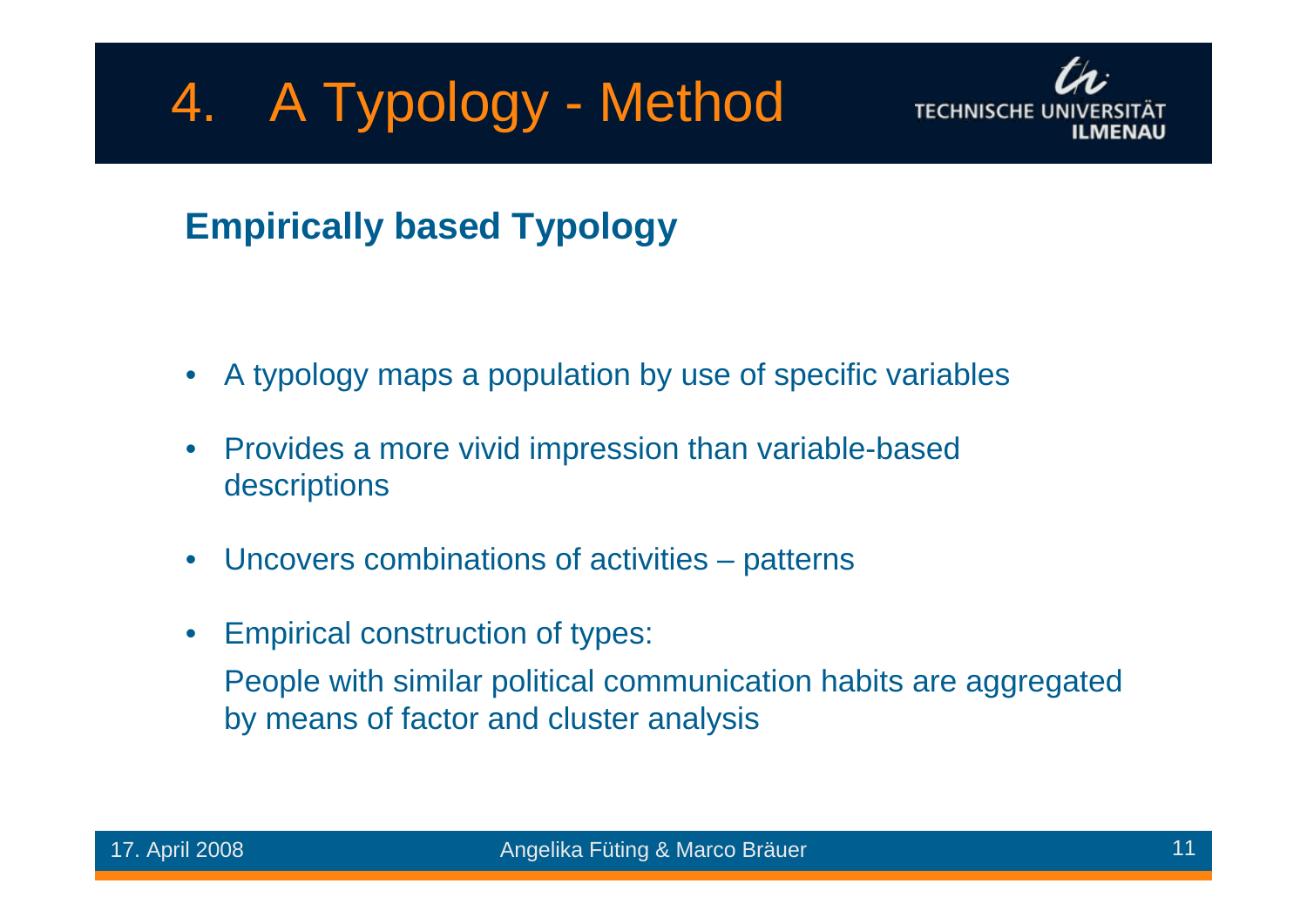# 4. A Typology - Method

## Empirically based Typology

- A typology maps a population by use of specific variables
- Provides a more vivid impression than variable-based descriptions
- Uncovers combinations of activities – patterns
- Empirical construction of types:

  People with similar political communication habits are aggregated by means of factor and cluster analysis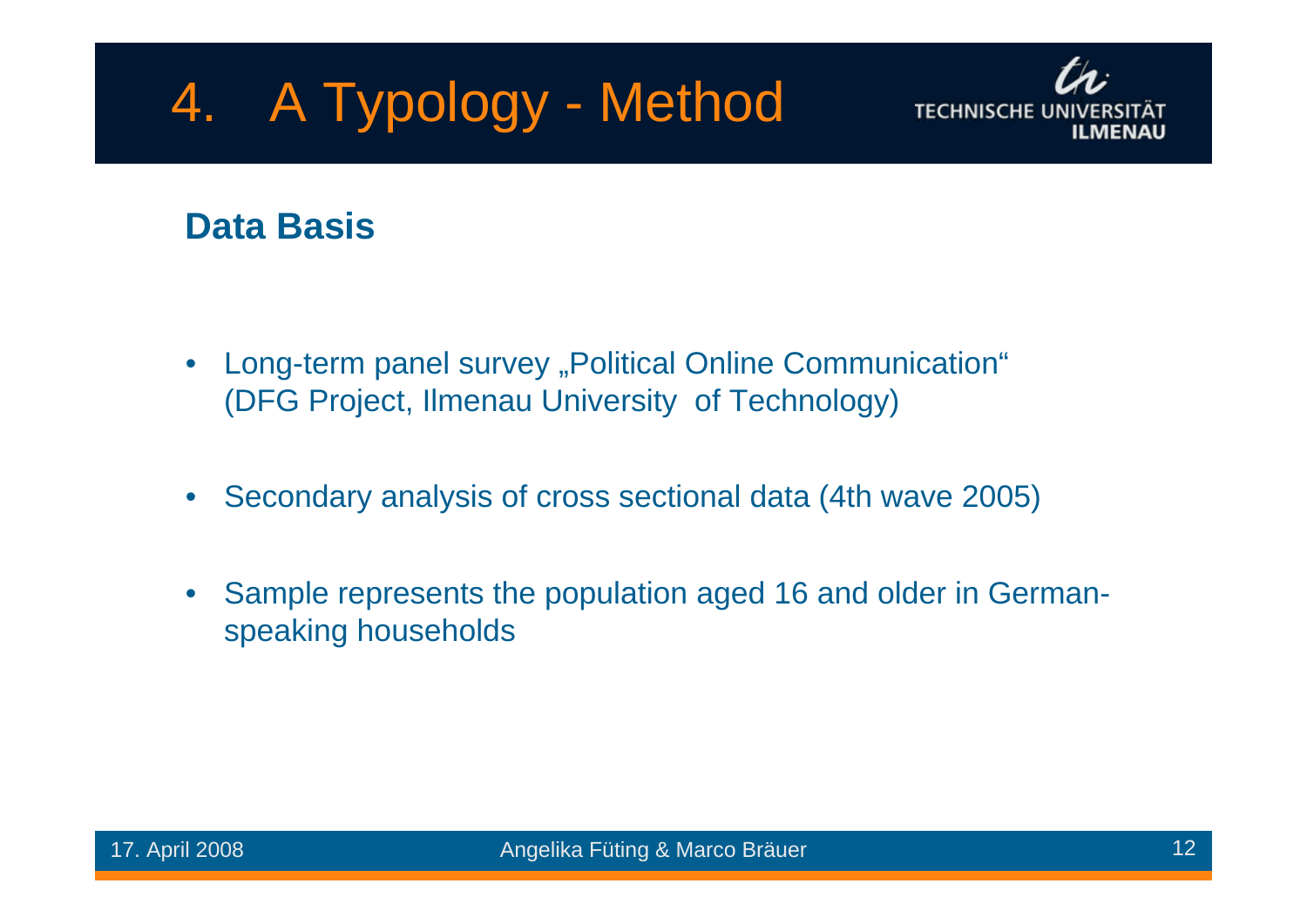# 4. A Typology - Method

## Data Basis

- Long-term panel survey „Political Online Communication“ (DFG Project, Ilmenau University of Technology)
- Secondary analysis of cross sectional data (4th wave 2005)
- Sample represents the population aged 16 and older in German-speaking households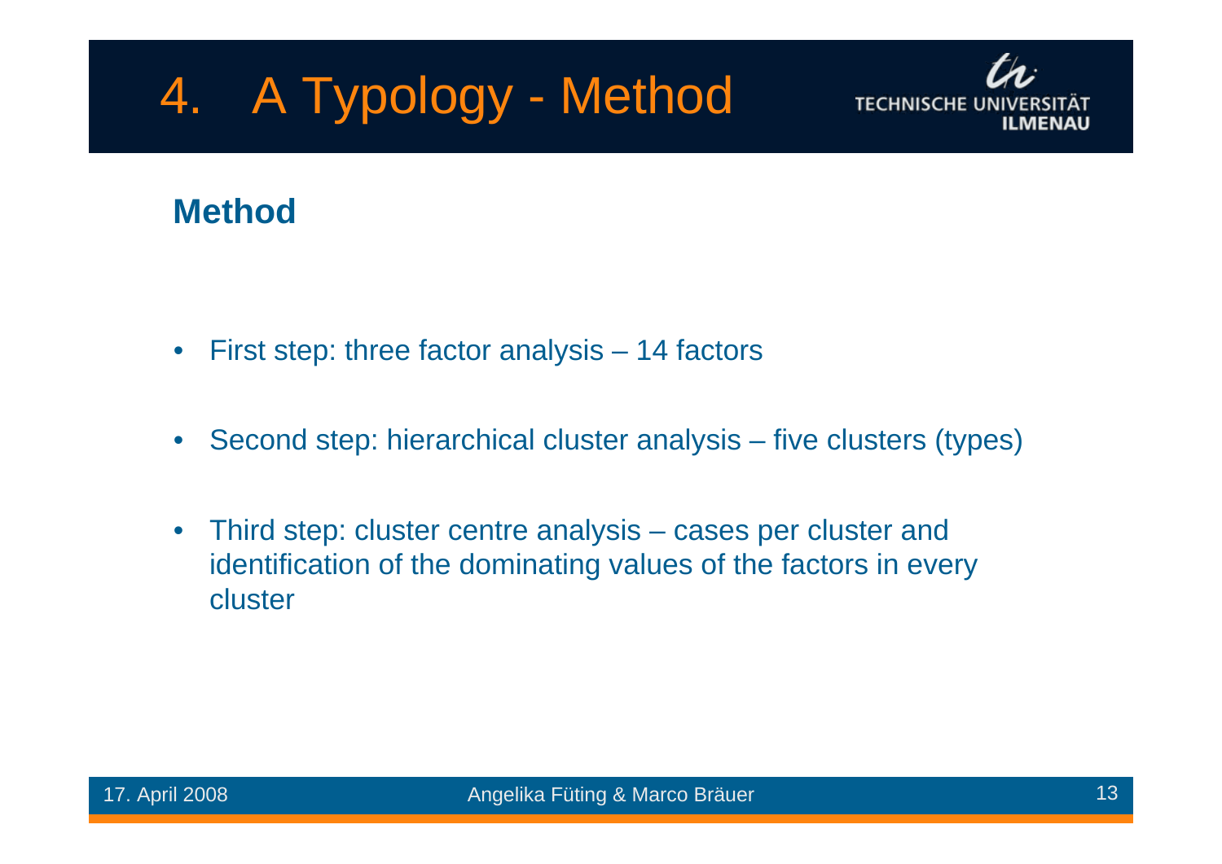# 4. A Typology - Method

## Method

- First step: three factor analysis – 14 factors
- Second step: hierarchical cluster analysis – five clusters (types)
- Third step: cluster centre analysis – cases per cluster and identification of the dominating values of the factors in every cluster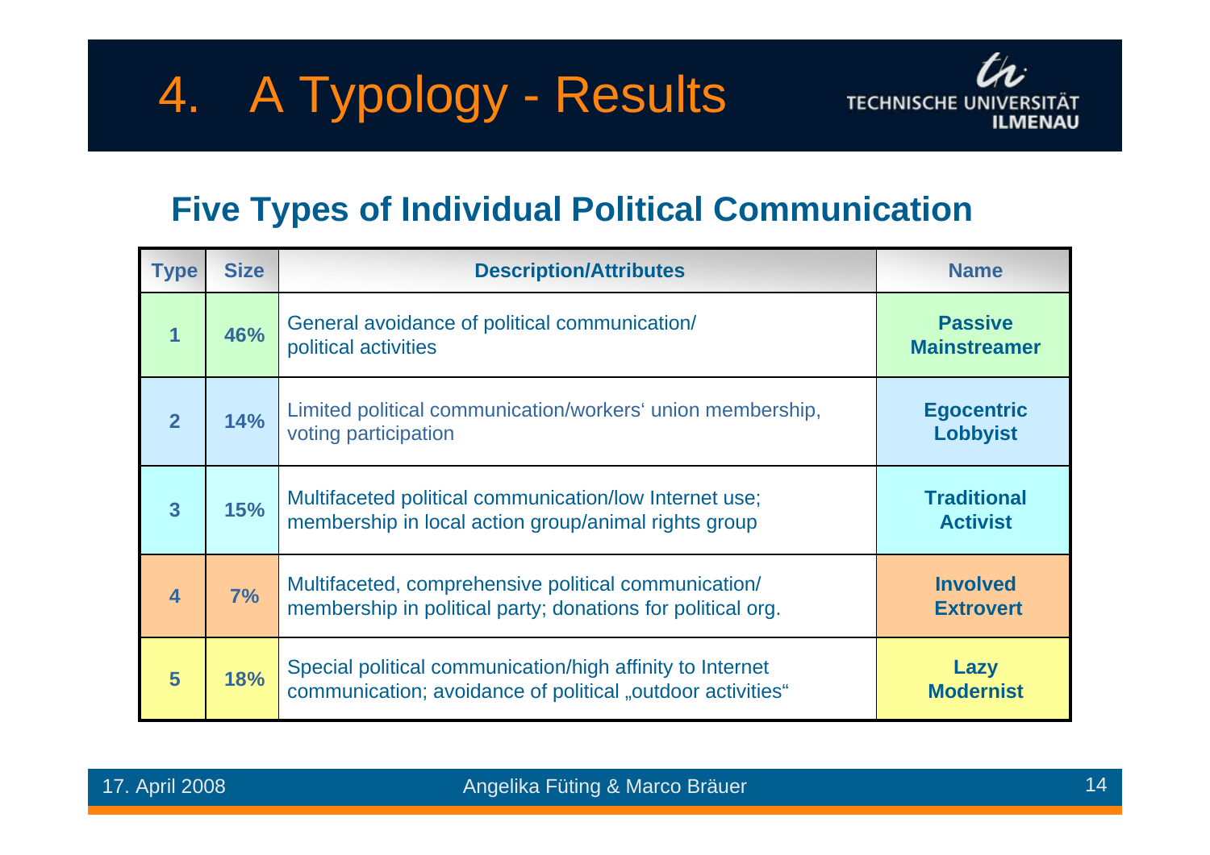# 4. A Typology - Results

## Five Types of Individual Political Communication

| Type | Size | Description/Attributes | Name |
|---|---|---|---|
| 1 | 46% | General avoidance of political communication/ political activities | **Passive Mainstreamer** |
| 2 | 14% | Limited political communication/workers‘ union membership, voting participation | **Egocentric Lobbyist** |
| 3 | 15% | Multifaceted political communication/low Internet use; membership in local action group/animal rights group | **Traditional Activist** |
| 4 | 7% | Multifaceted, comprehensive political communication/ membership in political party; donations for political org. | **Involved Extrovert** |
| 5 | 18% | Special political communication/high affinity to Internet communication; avoidance of political „outdoor activities“ | **Lazy Modernist** |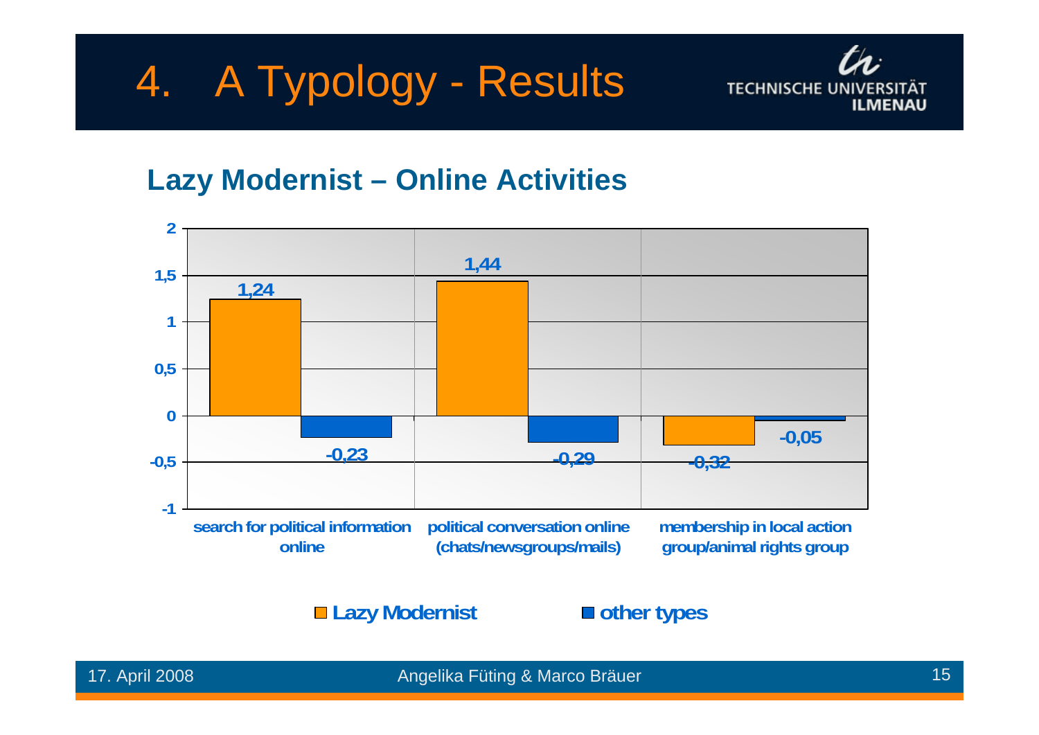# 4. A Typology - Results

## Lazy Modernist – Online Activities

| | Lazy Modernist | other types |
|---|---|---|
| search for political information online | 1,24 | -0,23 |
| political conversation online (chats/newsgroups/mails) | 1,44 | -0,29 |
| membership in local action group/animal rights group | -0,32 | -0,05 |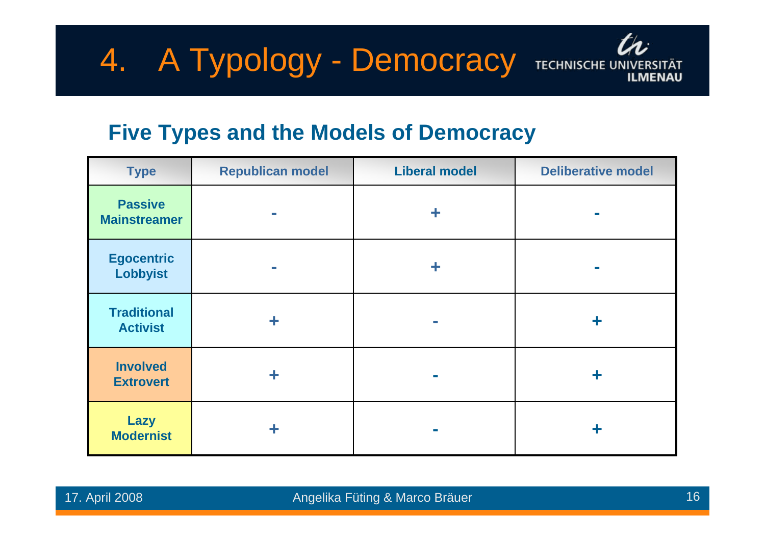# 4. A Typology - Democracy

## Five Types and the Models of Democracy

| Type | Republican model | Liberal model | Deliberative model |
|---|---|---|---|
| Passive Mainstreamer | - | + | - |
| Egocentric Lobbyist | - | + | - |
| Traditional Activist | + | - | + |
| Involved Extrovert | + | - | + |
| Lazy Modernist | + | - | + |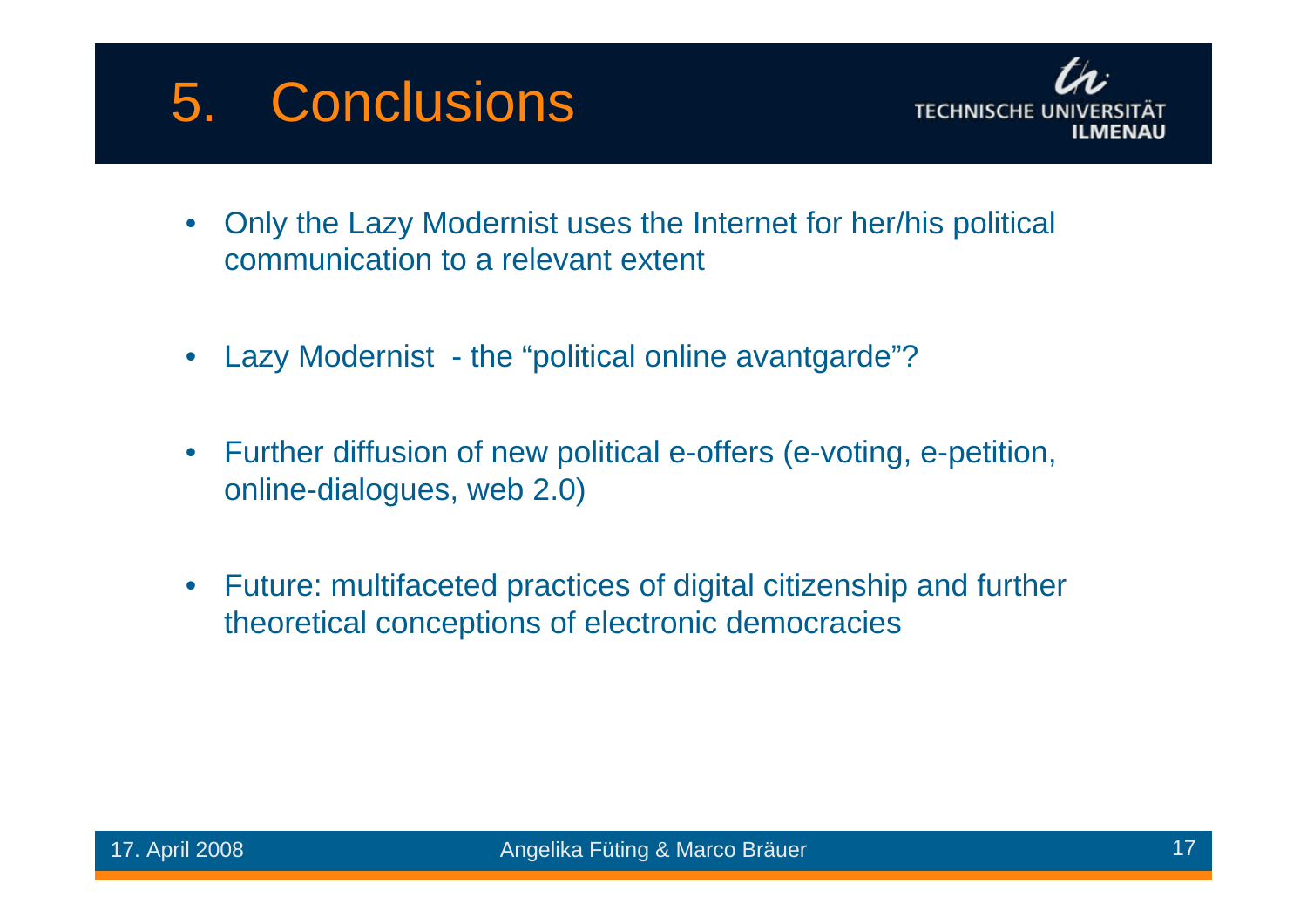# 5. Conclusions

- Only the Lazy Modernist uses the Internet for her/his political communication to a relevant extent

- Lazy Modernist - the "political online avantgarde"?

- Further diffusion of new political e-offers (e-voting, e-petition, online-dialogues, web 2.0)

- Future: multifaceted practices of digital citizenship and further theoretical conceptions of electronic democracies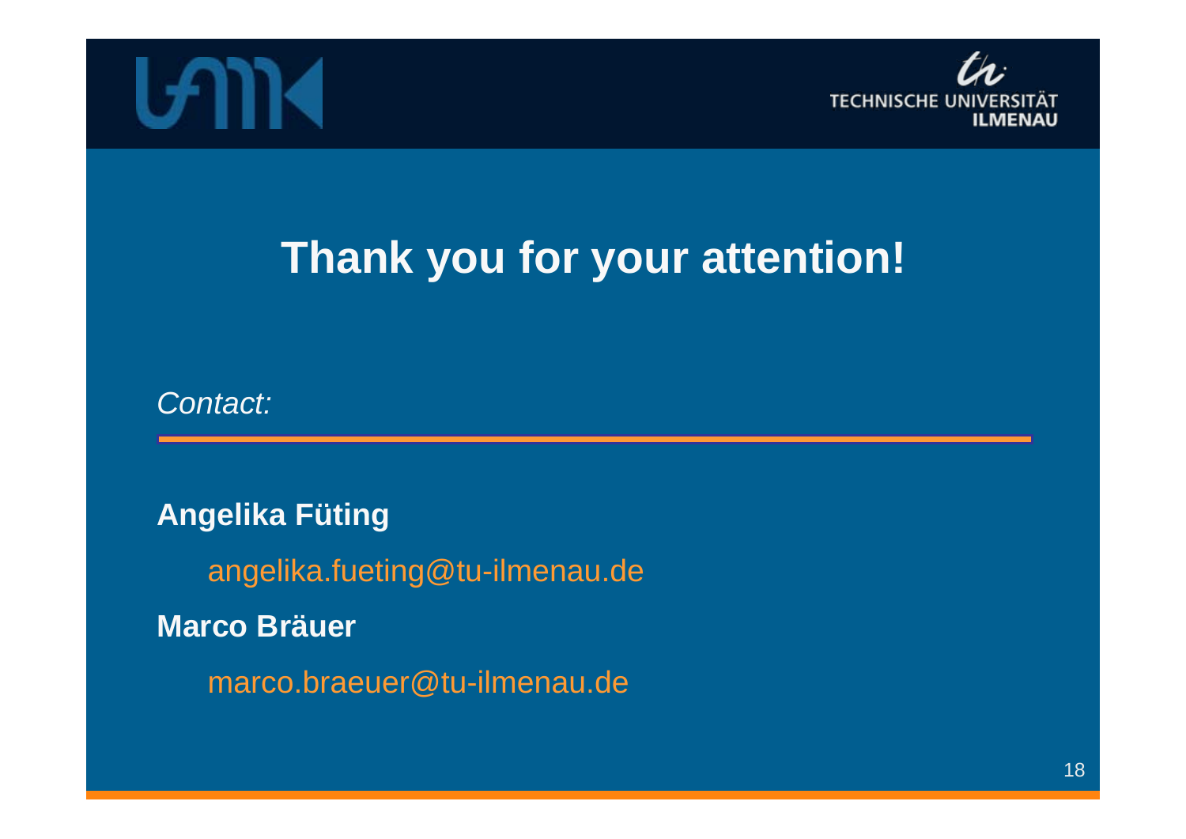# Thank you for your attention!

*Contact:*

**Angelika Füting**

angelika.fueting@tu-ilmenau.de

**Marco Bräuer**

marco.braeuer@tu-ilmenau.de